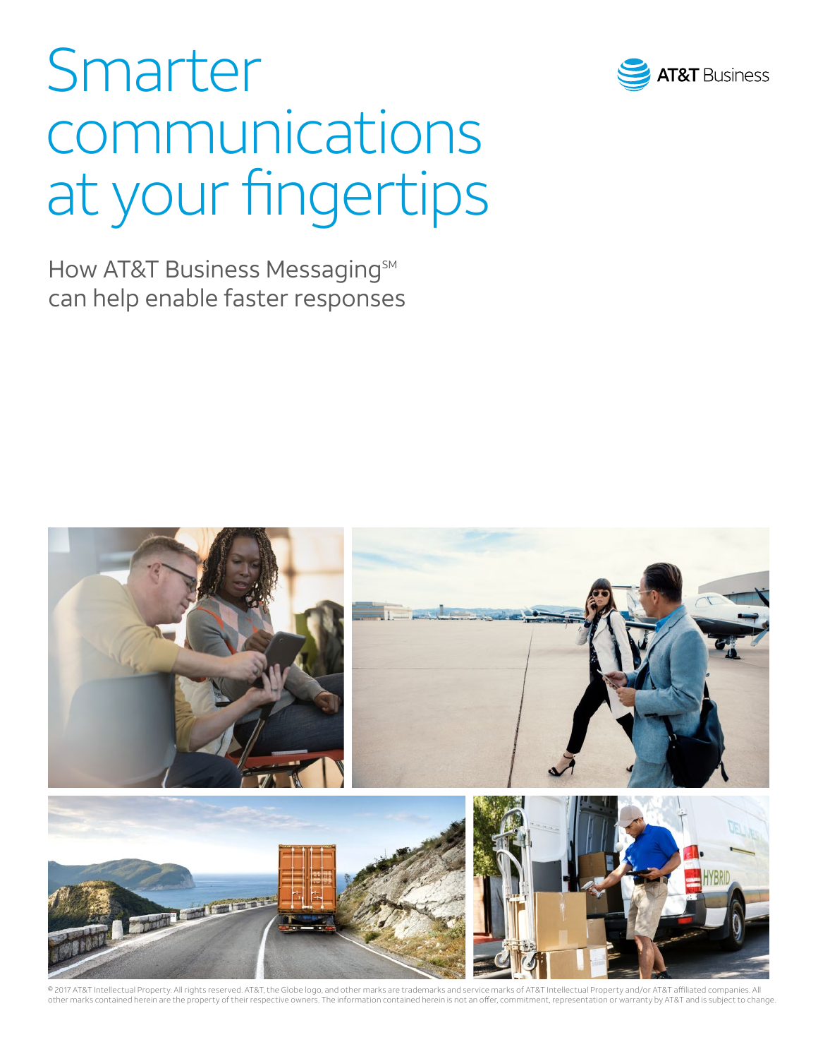# Smarter communications at your fingertips

AT&T Business

How AT&T Business Messaging[SM] can help enable faster responses

© 2017 AT&T Intellectual Property. All rights reserved. AT&T, the Globe logo, and other marks are trademarks and service marks of AT&T Intellectual Property and/or AT&T affiliated companies. All other marks contained herein are the property of their respective owners. The information contained herein is not an offer, commitment, representation or warranty by AT&T and is subject to change.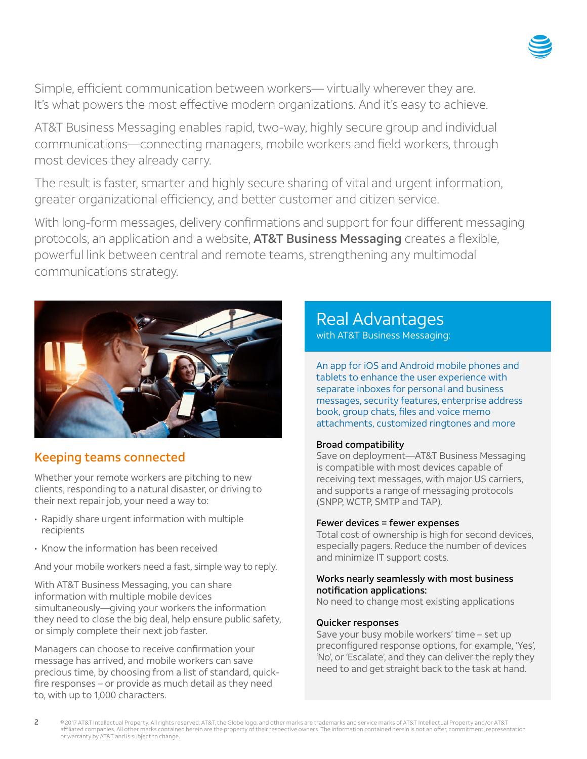Simple, efficient communication between workers— virtually wherever they are. It's what powers the most effective modern organizations. And it's easy to achieve.

AT&T Business Messaging enables rapid, two-way, highly secure group and individual communications—connecting managers, mobile workers and field workers, through most devices they already carry.

The result is faster, smarter and highly secure sharing of vital and urgent information, greater organizational efficiency, and better customer and citizen service.

With long-form messages, delivery confirmations and support for four different messaging protocols, an application and a website, **AT&T Business Messaging** creates a flexible, powerful link between central and remote teams, strengthening any multimodal communications strategy.

## Keeping teams connected

Whether your remote workers are pitching to new clients, responding to a natural disaster, or driving to their next repair job, your need a way to:

- Rapidly share urgent information with multiple recipients
- Know the information has been received

And your mobile workers need a fast, simple way to reply.

With AT&T Business Messaging, you can share information with multiple mobile devices simultaneously—giving your workers the information they need to close the big deal, help ensure public safety, or simply complete their next job faster.

Managers can choose to receive confirmation your message has arrived, and mobile workers can save precious time, by choosing from a list of standard, quick-fire responses – or provide as much detail as they need to, with up to 1,000 characters.

## Real Advantages

with AT&T Business Messaging:

An app for iOS and Android mobile phones and tablets to enhance the user experience with separate inboxes for personal and business messages, security features, enterprise address book, group chats, files and voice memo attachments, customized ringtones and more

**Broad compatibility**
Save on deployment—AT&T Business Messaging is compatible with most devices capable of receiving text messages, with major US carriers, and supports a range of messaging protocols (SNPP, WCTP, SMTP and TAP).

**Fewer devices = fewer expenses**
Total cost of ownership is high for second devices, especially pagers. Reduce the number of devices and minimize IT support costs.

**Works nearly seamlessly with most business notification applications:**
No need to change most existing applications

**Quicker responses**
Save your busy mobile workers' time – set up preconfigured response options, for example, 'Yes', 'No', or 'Escalate', and they can deliver the reply they need to and get straight back to the task at hand.

© 2017 AT&T Intellectual Property. All rights reserved. AT&T, the Globe logo, and other marks are trademarks and service marks of AT&T Intellectual Property and/or AT&T affiliated companies. All other marks contained herein are the property of their respective owners. The information contained herein is not an offer, commitment, representation or warranty by AT&T and is subject to change.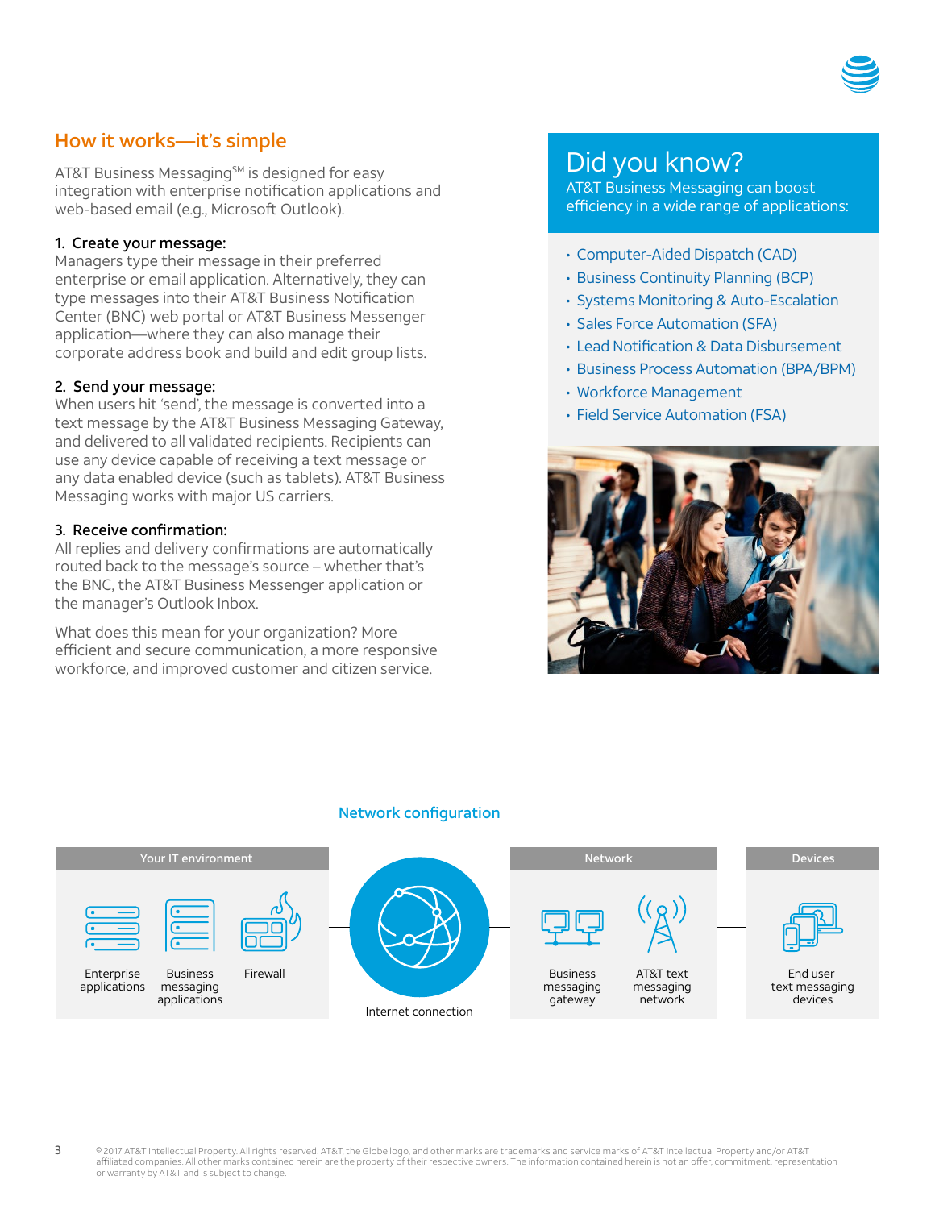## How it works—it's simple

AT&T Business Messaging[SM] is designed for easy integration with enterprise notification applications and web-based email (e.g., Microsoft Outlook).

**1. Create your message:**
Managers type their message in their preferred enterprise or email application. Alternatively, they can type messages into their AT&T Business Notification Center (BNC) web portal or AT&T Business Messenger application—where they can also manage their corporate address book and build and edit group lists.

**2. Send your message:**
When users hit 'send', the message is converted into a text message by the AT&T Business Messaging Gateway, and delivered to all validated recipients. Recipients can use any device capable of receiving a text message or any data enabled device (such as tablets). AT&T Business Messaging works with major US carriers.

**3. Receive confirmation:**
All replies and delivery confirmations are automatically routed back to the message's source – whether that's the BNC, the AT&T Business Messenger application or the manager's Outlook Inbox.

What does this mean for your organization? More efficient and secure communication, a more responsive workforce, and improved customer and citizen service.

## Did you know?

AT&T Business Messaging can boost efficiency in a wide range of applications:

- Computer-Aided Dispatch (CAD)
- Business Continuity Planning (BCP)
- Systems Monitoring & Auto-Escalation
- Sales Force Automation (SFA)
- Lead Notification & Data Disbursement
- Business Process Automation (BPA/BPM)
- Workforce Management
- Field Service Automation (FSA)

### Network configuration

| Your IT environment | | | | Network | | Devices |
|---|---|---|---|---|---|---|
| Enterprise applications | Business messaging applications | Firewall | Internet connection | Business messaging gateway | AT&T text messaging network | End user text messaging devices |

©2017 AT&T Intellectual Property. All rights reserved. AT&T, the Globe logo, and other marks are trademarks and service marks of AT&T Intellectual Property and/or AT&T affiliated companies. All other marks contained herein are the property of their respective owners. The information contained herein is not an offer, commitment, representation or warranty by AT&T and is subject to change.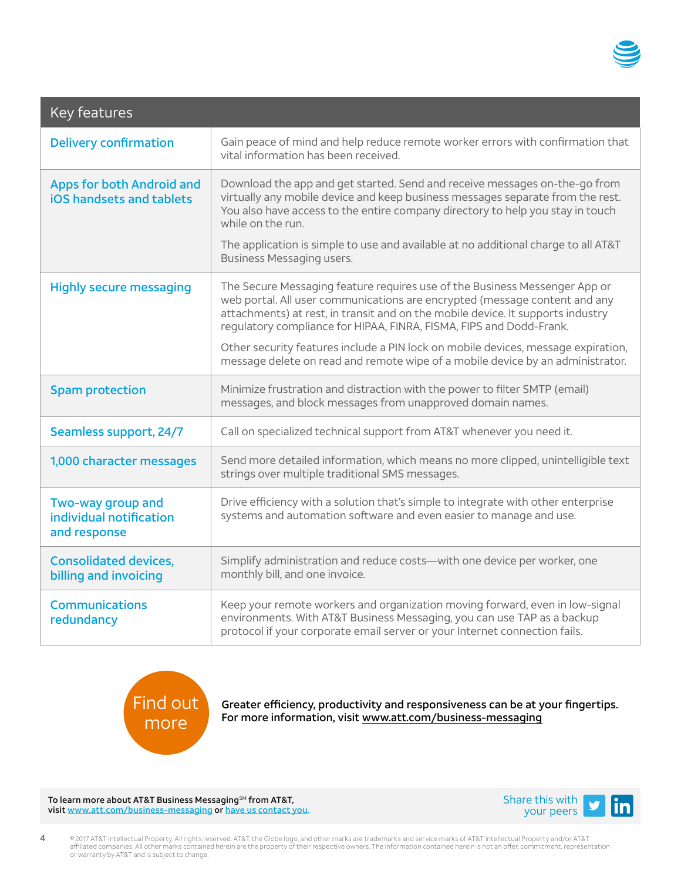| Key features | |
|---|---|
| **Delivery confirmation** | Gain peace of mind and help reduce remote worker errors with confirmation that vital information has been received. |
| **Apps for both Android and iOS handsets and tablets** | Download the app and get started. Send and receive messages on-the-go from virtually any mobile device and keep business messages separate from the rest. You also have access to the entire company directory to help you stay in touch while on the run.<br><br>The application is simple to use and available at no additional charge to all AT&T Business Messaging users. |
| **Highly secure messaging** | The Secure Messaging feature requires use of the Business Messenger App or web portal. All user communications are encrypted (message content and any attachments) at rest, in transit and on the mobile device. It supports industry regulatory compliance for HIPAA, FINRA, FISMA, FIPS and Dodd-Frank.<br><br>Other security features include a PIN lock on mobile devices, message expiration, message delete on read and remote wipe of a mobile device by an administrator. |
| **Spam protection** | Minimize frustration and distraction with the power to filter SMTP (email) messages, and block messages from unapproved domain names. |
| **Seamless support, 24/7** | Call on specialized technical support from AT&T whenever you need it. |
| **1,000 character messages** | Send more detailed information, which means no more clipped, unintelligible text strings over multiple traditional SMS messages. |
| **Two-way group and individual notification and response** | Drive efficiency with a solution that's simple to integrate with other enterprise systems and automation software and even easier to manage and use. |
| **Consolidated devices, billing and invoicing** | Simplify administration and reduce costs—with one device per worker, one monthly bill, and one invoice. |
| **Communications redundancy** | Keep your remote workers and organization moving forward, even in low-signal environments. With AT&T Business Messaging, you can use TAP as a backup protocol if your corporate email server or your Internet connection fails. |

Find out more

**Greater efficiency, productivity and responsiveness can be at your fingertips. For more information, visit www.att.com/business-messaging**

**To learn more about AT&T Business Messaging℠ from AT&T, visit www.att.com/business-messaging or have us contact you.**

Share this with your peers

© 2017 AT&T Intellectual Property. All rights reserved. AT&T, the Globe logo, and other marks are trademarks and service marks of AT&T Intellectual Property and/or AT&T affiliated companies. All other marks contained herein are the property of their respective owners. The information contained herein is not an offer, commitment, representation or warranty by AT&T and is subject to change.